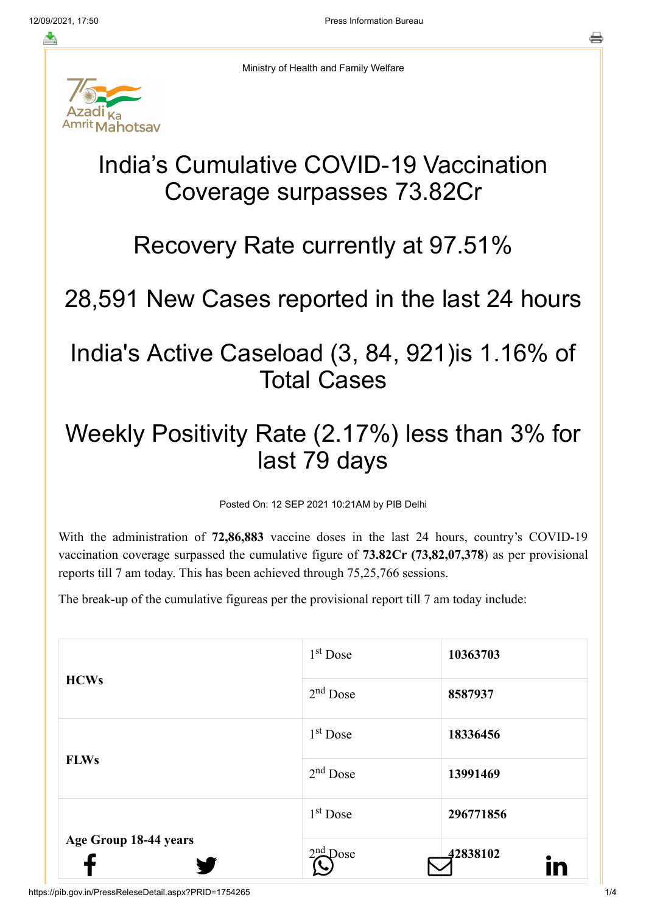Ministry of Health and Family Welfare

# India's Cumulative COVID-19 Vaccination Coverage surpasses 73.82Cr

# Recovery Rate currently at 97.51%

# 28,591 New Cases reported in the last 24 hours

# India's Active Caseload (3, 84, 921)is 1.16% of Total Cases

# Weekly Positivity Rate (2.17%) less than 3% for last 79 days

Posted On: 12 SEP 2021 10:21AM by PIB Delhi

With the administration of **72,86,883** vaccine doses in the last 24 hours, country's COVID-19 vaccination coverage surpassed the cumulative figure of **73.82Cr (73,82,07,378**) as per provisional reports till 7 am today. This has been achieved through 75,25,766 sessions.

The break-up of the cumulative figureas per the provisional report till 7 am today include:

| | | |
|---|---|---|
| **HCWs** | 1st Dose | **10363703** |
| | 2nd Dose | **8587937** |
| **FLWs** | 1st Dose | **18336456** |
| | 2nd Dose | **13991469** |
| **Age Group 18-44 years** | 1st Dose | **296771856** |
| | 2nd Dose | **42838102** |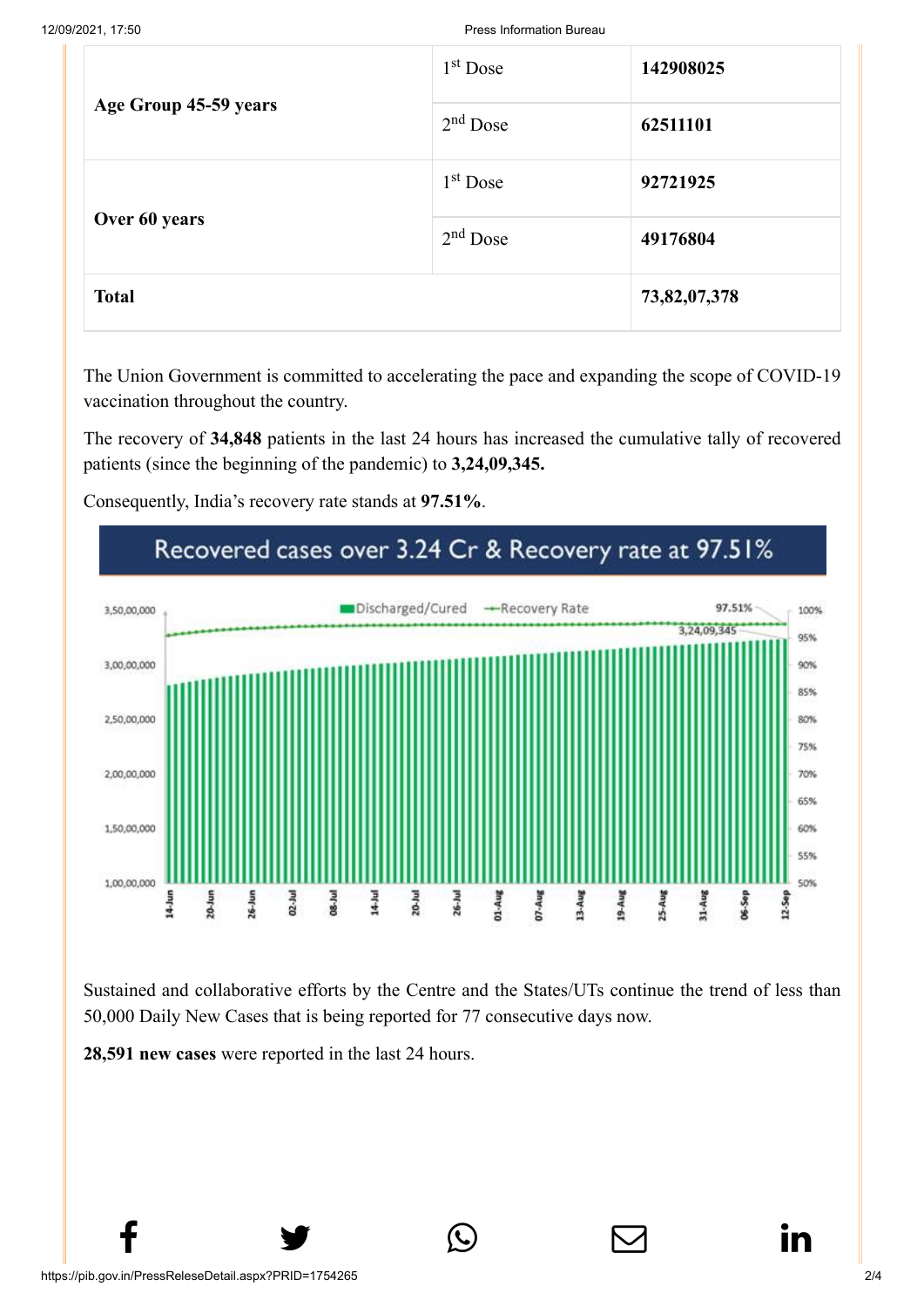| Age Group 45-59 years | 1st Dose | 142908025 |
|---|---|---|
| | 2nd Dose | 62511101 |
| Over 60 years | 1st Dose | 92721925 |
| | 2nd Dose | 49176804 |
| **Total** | | **73,82,07,378** |

The Union Government is committed to accelerating the pace and expanding the scope of COVID-19 vaccination throughout the country.

The recovery of **34,848** patients in the last 24 hours has increased the cumulative tally of recovered patients (since the beginning of the pandemic) to **3,24,09,345.**

Consequently, India's recovery rate stands at **97.51%**.

Sustained and collaborative efforts by the Centre and the States/UTs continue the trend of less than 50,000 Daily New Cases that is being reported for 77 consecutive days now.

**28,591 new cases** were reported in the last 24 hours.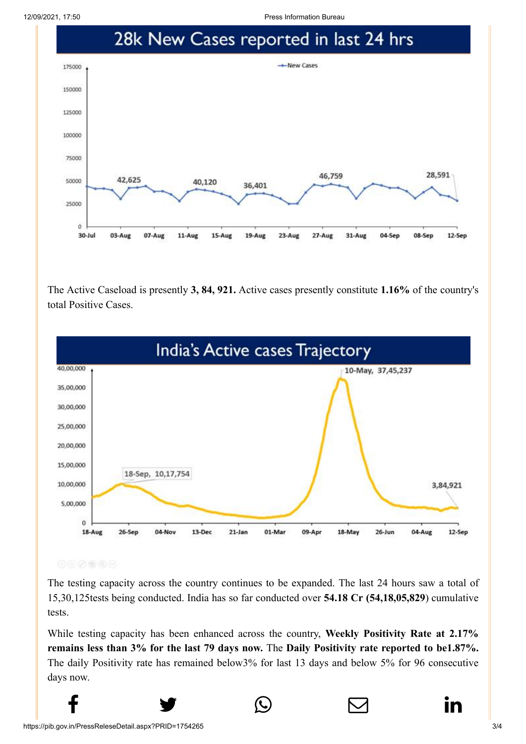## 28k New Cases reported in last 24 hrs

The Active Caseload is presently **3, 84, 921.** Active cases presently constitute **1.16%** of the country's total Positive Cases.

## India's Active cases Trajectory

The testing capacity across the country continues to be expanded. The last 24 hours saw a total of 15,30,125tests being conducted. India has so far conducted over **54.18 Cr (54,18,05,829)** cumulative tests.

While testing capacity has been enhanced across the country, **Weekly Positivity Rate at 2.17% remains less than 3% for the last 79 days now.** The **Daily Positivity rate reported to be1.87%.** The daily Positivity rate has remained below3% for last 13 days and below 5% for 96 consecutive days now.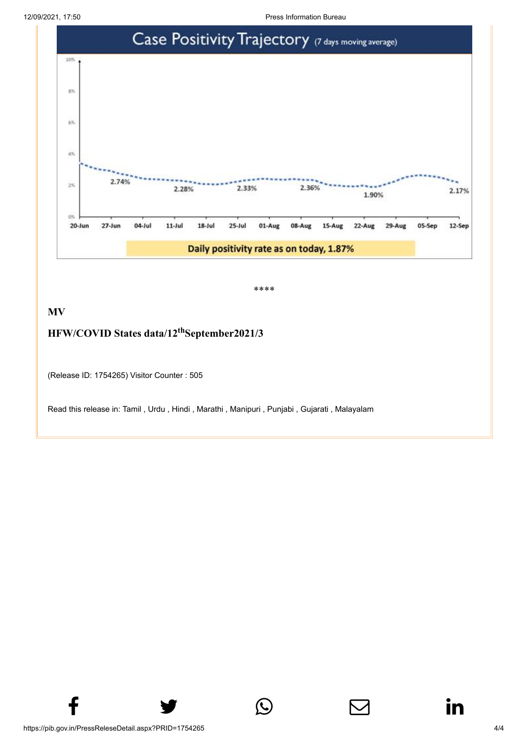Case Positivity Trajectory (7 days moving average)

10%
8%
6%
4%
2%
0%

2.74%
2.28%
2.33%
2.36%
1.90%
2.17%

20-Jun 27-Jun 04-Jul 11-Jul 18-Jul 25-Jul 01-Aug 08-Aug 15-Aug 22-Aug 29-Aug 05-Sep 12-Sep

Daily positivity rate as on today, 1.87%

****

**MV**

**HFW/COVID States data/12th September2021/3**

(Release ID: 1754265) Visitor Counter : 505

Read this release in: Tamil , Urdu , Hindi , Marathi , Manipuri , Punjabi , Gujarati , Malayalam